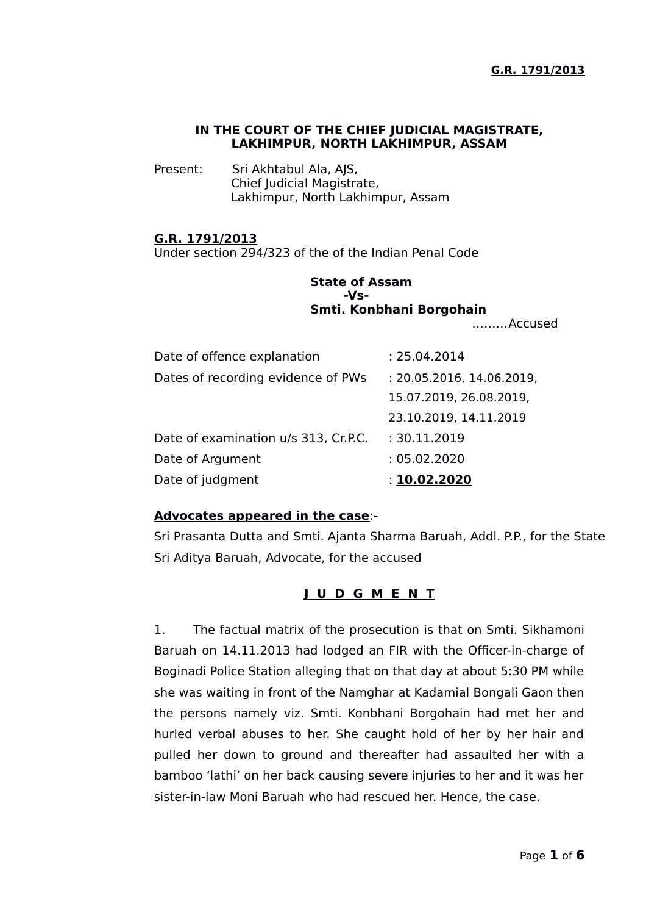**G.R. 1791/2013**

**IN THE COURT OF THE CHIEF JUDICIAL MAGISTRATE, LAKHIMPUR, NORTH LAKHIMPUR, ASSAM**

Present: Sri Akhtabul Ala, AJS,
Chief Judicial Magistrate,
Lakhimpur, North Lakhimpur, Assam

**G.R. 1791/2013**
Under section 294/323 of the of the Indian Penal Code

**State of Assam**
**-Vs-**
**Smti. Konbhani Borgohain**
………Accused

| | |
|---|---|
| Date of offence explanation | : 25.04.2014 |
| Dates of recording evidence of PWs | : 20.05.2016, 14.06.2019, 15.07.2019, 26.08.2019, 23.10.2019, 14.11.2019 |
| Date of examination u/s 313, Cr.P.C. | : 30.11.2019 |
| Date of Argument | : 05.02.2020 |
| Date of judgment | : **10.02.2020** |

**Advocates appeared in the case**:-
Sri Prasanta Dutta and Smti. Ajanta Sharma Baruah, Addl. P.P., for the State
Sri Aditya Baruah, Advocate, for the accused

**J U D G M E N T**

1. The factual matrix of the prosecution is that on Smti. Sikhamoni Baruah on 14.11.2013 had lodged an FIR with the Officer-in-charge of Boginadi Police Station alleging that on that day at about 5:30 PM while she was waiting in front of the Namghar at Kadamial Bongali Gaon then the persons namely viz. Smti. Konbhani Borgohain had met her and hurled verbal abuses to her. She caught hold of her by her hair and pulled her down to ground and thereafter had assaulted her with a bamboo 'lathi' on her back causing severe injuries to her and it was her sister-in-law Moni Baruah who had rescued her. Hence, the case.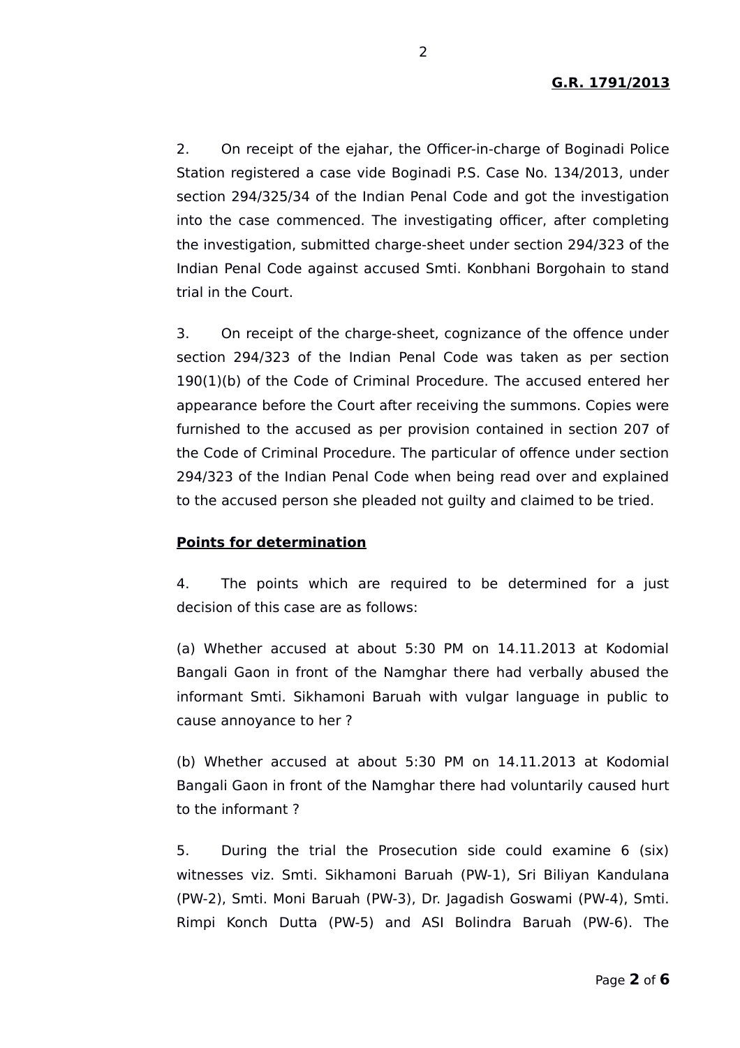2. On receipt of the ejahar, the Officer-in-charge of Boginadi Police Station registered a case vide Boginadi P.S. Case No. 134/2013, under section 294/325/34 of the Indian Penal Code and got the investigation into the case commenced. The investigating officer, after completing the investigation, submitted charge-sheet under section 294/323 of the Indian Penal Code against accused Smti. Konbhani Borgohain to stand trial in the Court.

3. On receipt of the charge-sheet, cognizance of the offence under section 294/323 of the Indian Penal Code was taken as per section 190(1)(b) of the Code of Criminal Procedure. The accused entered her appearance before the Court after receiving the summons. Copies were furnished to the accused as per provision contained in section 207 of the Code of Criminal Procedure. The particular of offence under section 294/323 of the Indian Penal Code when being read over and explained to the accused person she pleaded not guilty and claimed to be tried.

**Points for determination**

4. The points which are required to be determined for a just decision of this case are as follows:

(a) Whether accused at about 5:30 PM on 14.11.2013 at Kodomial Bangali Gaon in front of the Namghar there had verbally abused the informant Smti. Sikhamoni Baruah with vulgar language in public to cause annoyance to her ?

(b) Whether accused at about 5:30 PM on 14.11.2013 at Kodomial Bangali Gaon in front of the Namghar there had voluntarily caused hurt to the informant ?

5. During the trial the Prosecution side could examine 6 (six) witnesses viz. Smti. Sikhamoni Baruah (PW-1), Sri Biliyan Kandulana (PW-2), Smti. Moni Baruah (PW-3), Dr. Jagadish Goswami (PW-4), Smti. Rimpi Konch Dutta (PW-5) and ASI Bolindra Baruah (PW-6). The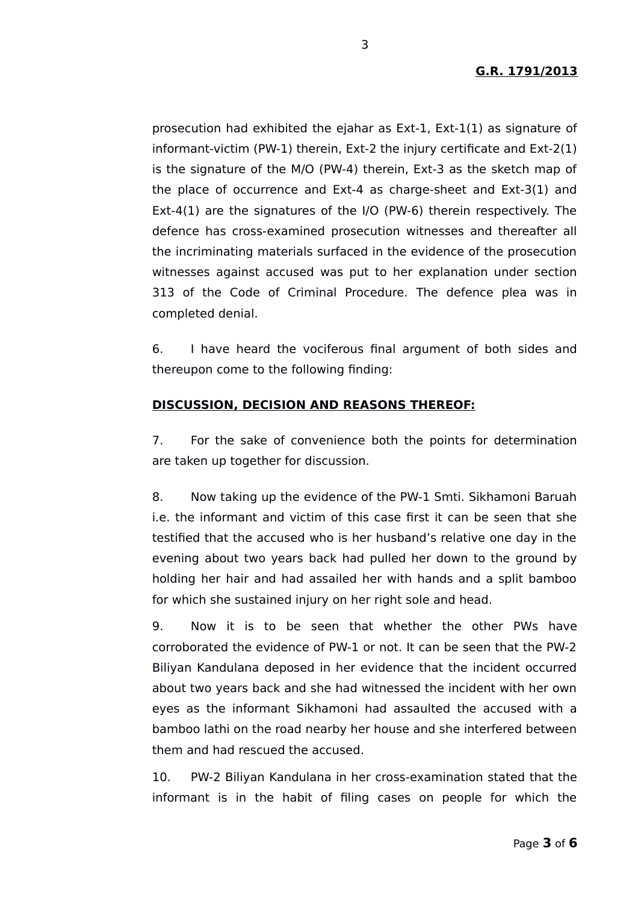prosecution had exhibited the ejahar as Ext-1, Ext-1(1) as signature of informant-victim (PW-1) therein, Ext-2 the injury certificate and Ext-2(1) is the signature of the M/O (PW-4) therein, Ext-3 as the sketch map of the place of occurrence and Ext-4 as charge-sheet and Ext-3(1) and Ext-4(1) are the signatures of the I/O (PW-6) therein respectively. The defence has cross-examined prosecution witnesses and thereafter all the incriminating materials surfaced in the evidence of the prosecution witnesses against accused was put to her explanation under section 313 of the Code of Criminal Procedure. The defence plea was in completed denial.

6. I have heard the vociferous final argument of both sides and thereupon come to the following finding:

**DISCUSSION, DECISION AND REASONS THEREOF:**

7. For the sake of convenience both the points for determination are taken up together for discussion.

8. Now taking up the evidence of the PW-1 Smti. Sikhamoni Baruah i.e. the informant and victim of this case first it can be seen that she testified that the accused who is her husband's relative one day in the evening about two years back had pulled her down to the ground by holding her hair and had assailed her with hands and a split bamboo for which she sustained injury on her right sole and head.

9. Now it is to be seen that whether the other PWs have corroborated the evidence of PW-1 or not. It can be seen that the PW-2 Biliyan Kandulana deposed in her evidence that the incident occurred about two years back and she had witnessed the incident with her own eyes as the informant Sikhamoni had assaulted the accused with a bamboo lathi on the road nearby her house and she interfered between them and had rescued the accused.

10. PW-2 Biliyan Kandulana in her cross-examination stated that the informant is in the habit of filing cases on people for which the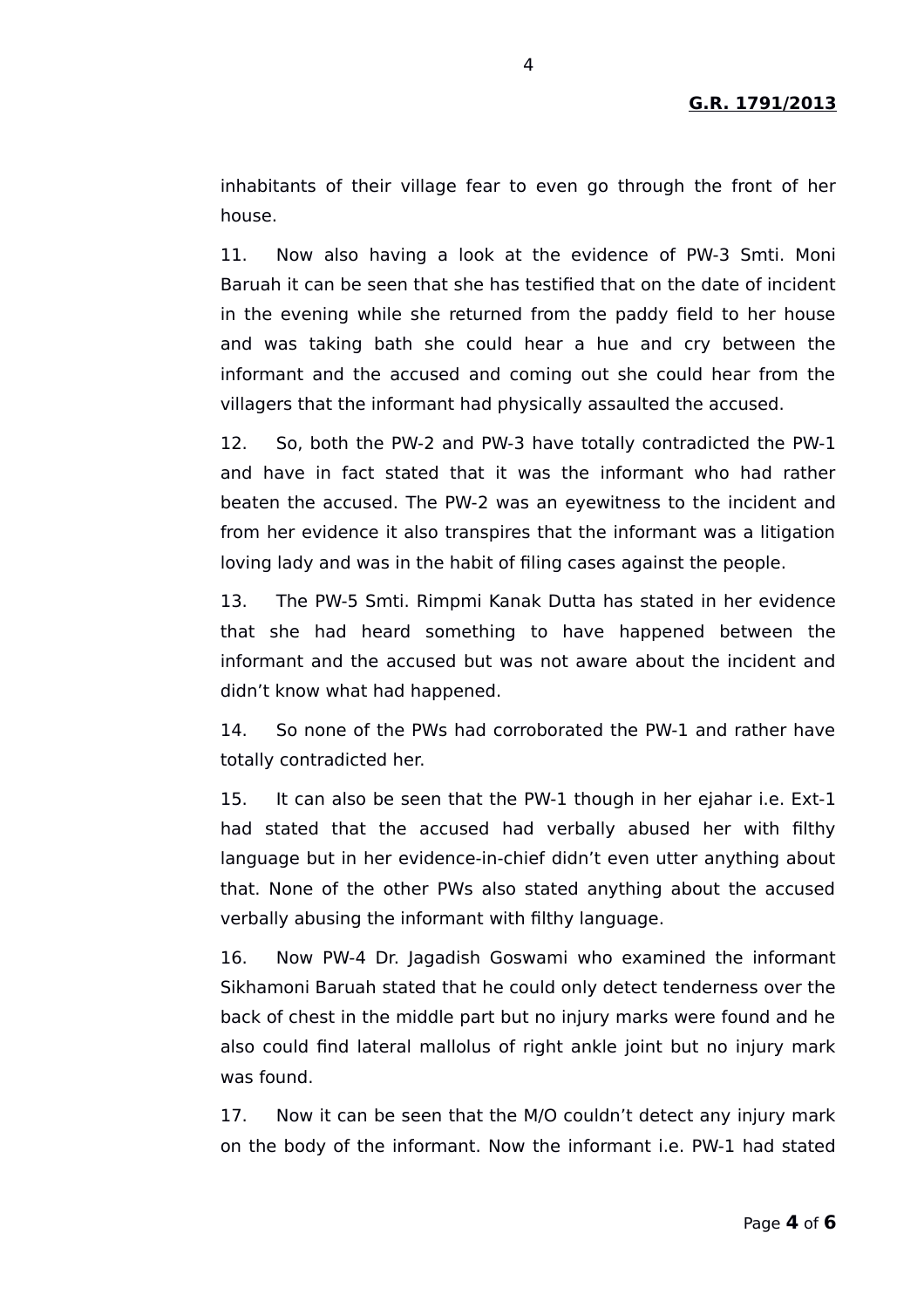inhabitants of their village fear to even go through the front of her house.

11. Now also having a look at the evidence of PW-3 Smti. Moni Baruah it can be seen that she has testified that on the date of incident in the evening while she returned from the paddy field to her house and was taking bath she could hear a hue and cry between the informant and the accused and coming out she could hear from the villagers that the informant had physically assaulted the accused.

12. So, both the PW-2 and PW-3 have totally contradicted the PW-1 and have in fact stated that it was the informant who had rather beaten the accused. The PW-2 was an eyewitness to the incident and from her evidence it also transpires that the informant was a litigation loving lady and was in the habit of filing cases against the people.

13. The PW-5 Smti. Rimpmi Kanak Dutta has stated in her evidence that she had heard something to have happened between the informant and the accused but was not aware about the incident and didn't know what had happened.

14. So none of the PWs had corroborated the PW-1 and rather have totally contradicted her.

15. It can also be seen that the PW-1 though in her ejahar i.e. Ext-1 had stated that the accused had verbally abused her with filthy language but in her evidence-in-chief didn't even utter anything about that. None of the other PWs also stated anything about the accused verbally abusing the informant with filthy language.

16. Now PW-4 Dr. Jagadish Goswami who examined the informant Sikhamoni Baruah stated that he could only detect tenderness over the back of chest in the middle part but no injury marks were found and he also could find lateral mallolus of right ankle joint but no injury mark was found.

17. Now it can be seen that the M/O couldn't detect any injury mark on the body of the informant. Now the informant i.e. PW-1 had stated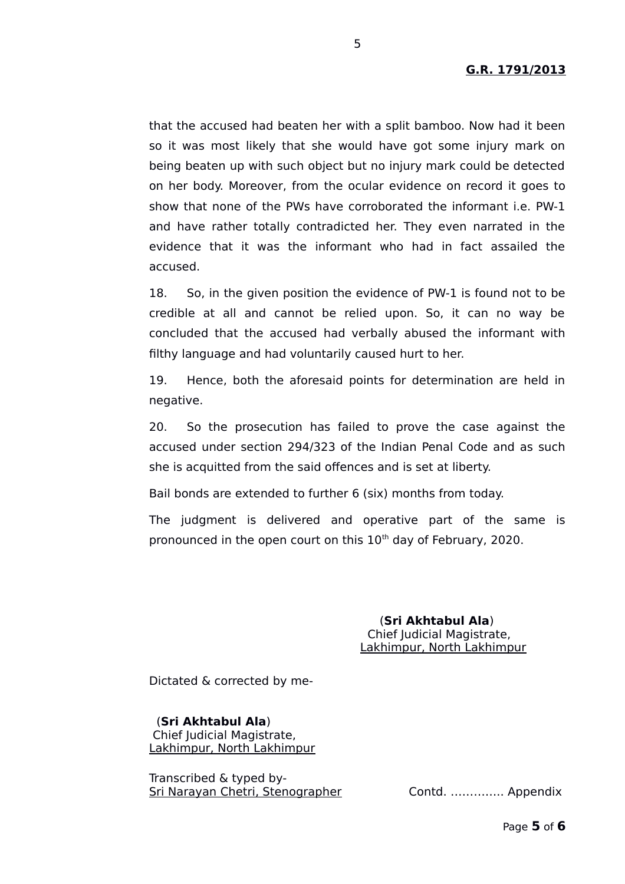that the accused had beaten her with a split bamboo. Now had it been so it was most likely that she would have got some injury mark on being beaten up with such object but no injury mark could be detected on her body. Moreover, from the ocular evidence on record it goes to show that none of the PWs have corroborated the informant i.e. PW-1 and have rather totally contradicted her. They even narrated in the evidence that it was the informant who had in fact assailed the accused.

18. So, in the given position the evidence of PW-1 is found not to be credible at all and cannot be relied upon. So, it can no way be concluded that the accused had verbally abused the informant with filthy language and had voluntarily caused hurt to her.

19. Hence, both the aforesaid points for determination are held in negative.

20. So the prosecution has failed to prove the case against the accused under section 294/323 of the Indian Penal Code and as such she is acquitted from the said offences and is set at liberty.

Bail bonds are extended to further 6 (six) months from today.

The judgment is delivered and operative part of the same is pronounced in the open court on this 10th day of February, 2020.

(**Sri Akhtabul Ala**)
Chief Judicial Magistrate,
Lakhimpur, North Lakhimpur

Dictated & corrected by me-

(**Sri Akhtabul Ala**)
Chief Judicial Magistrate,
Lakhimpur, North Lakhimpur

Transcribed & typed by-
Sri Narayan Chetri, Stenographer

Contd. ………….. Appendix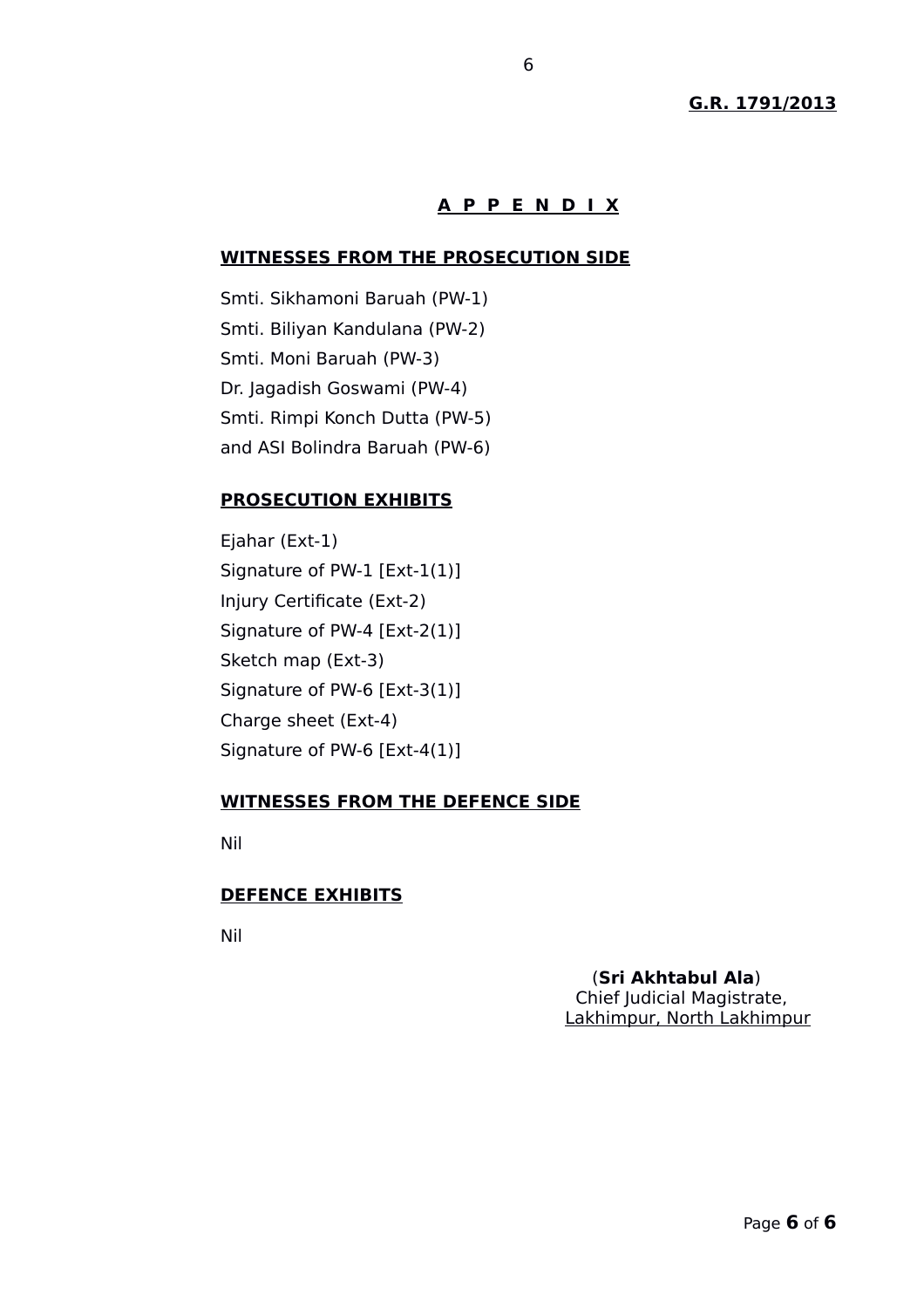**G.R. 1791/2013**

# A P P E N D I X

## WITNESSES FROM THE PROSECUTION SIDE

Smti. Sikhamoni Baruah (PW-1)
Smti. Biliyan Kandulana (PW-2)
Smti. Moni Baruah (PW-3)
Dr. Jagadish Goswami (PW-4)
Smti. Rimpi Konch Dutta (PW-5)
and ASI Bolindra Baruah (PW-6)

## PROSECUTION EXHIBITS

Ejahar (Ext-1)
Signature of PW-1 [Ext-1(1)]
Injury Certificate (Ext-2)
Signature of PW-4 [Ext-2(1)]
Sketch map (Ext-3)
Signature of PW-6 [Ext-3(1)]
Charge sheet (Ext-4)
Signature of PW-6 [Ext-4(1)]

## WITNESSES FROM THE DEFENCE SIDE

Nil

## DEFENCE EXHIBITS

Nil

(**Sri Akhtabul Ala**)
Chief Judicial Magistrate,
Lakhimpur, North Lakhimpur